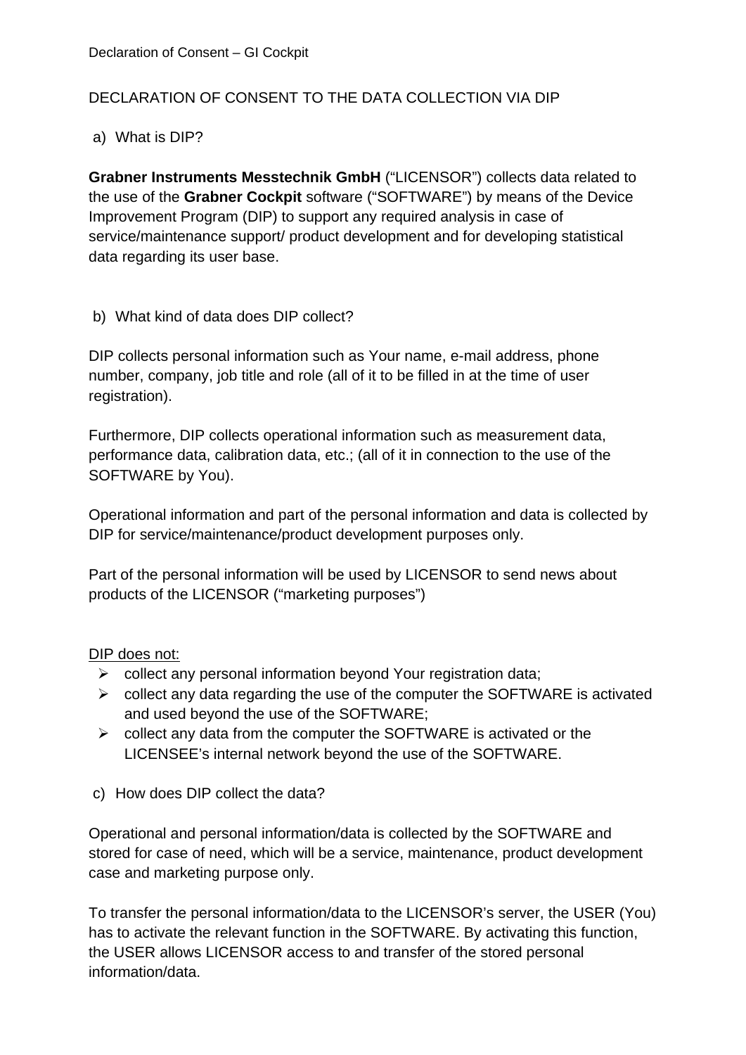# DECLARATION OF CONSENT TO THE DATA COLLECTION VIA DIP

## a) What is DIP?

**Grabner Instruments Messtechnik GmbH** (“LICENSOR”) collects data related to the use of the **Grabner Cockpit** software (“SOFTWARE”) by means of the Device Improvement Program (DIP) to support any required analysis in case of service/maintenance support/ product development and for developing statistical data regarding its user base.

## b) What kind of data does DIP collect?

DIP collects personal information such as Your name, e-mail address, phone number, company, job title and role (all of it to be filled in at the time of user registration).

Furthermore, DIP collects operational information such as measurement data, performance data, calibration data, etc.; (all of it in connection to the use of the SOFTWARE by You).

Operational information and part of the personal information and data is collected by DIP for service/maintenance/product development purposes only.

Part of the personal information will be used by LICENSOR to send news about products of the LICENSOR (“marketing purposes”)

<u>DIP does not:</u>

- collect any personal information beyond Your registration data;
- collect any data regarding the use of the computer the SOFTWARE is activated and used beyond the use of the SOFTWARE;
- collect any data from the computer the SOFTWARE is activated or the LICENSEE’s internal network beyond the use of the SOFTWARE.

## c) How does DIP collect the data?

Operational and personal information/data is collected by the SOFTWARE and stored for case of need, which will be a service, maintenance, product development case and marketing purpose only.

To transfer the personal information/data to the LICENSOR’s server, the USER (You) has to activate the relevant function in the SOFTWARE. By activating this function, the USER allows LICENSOR access to and transfer of the stored personal information/data.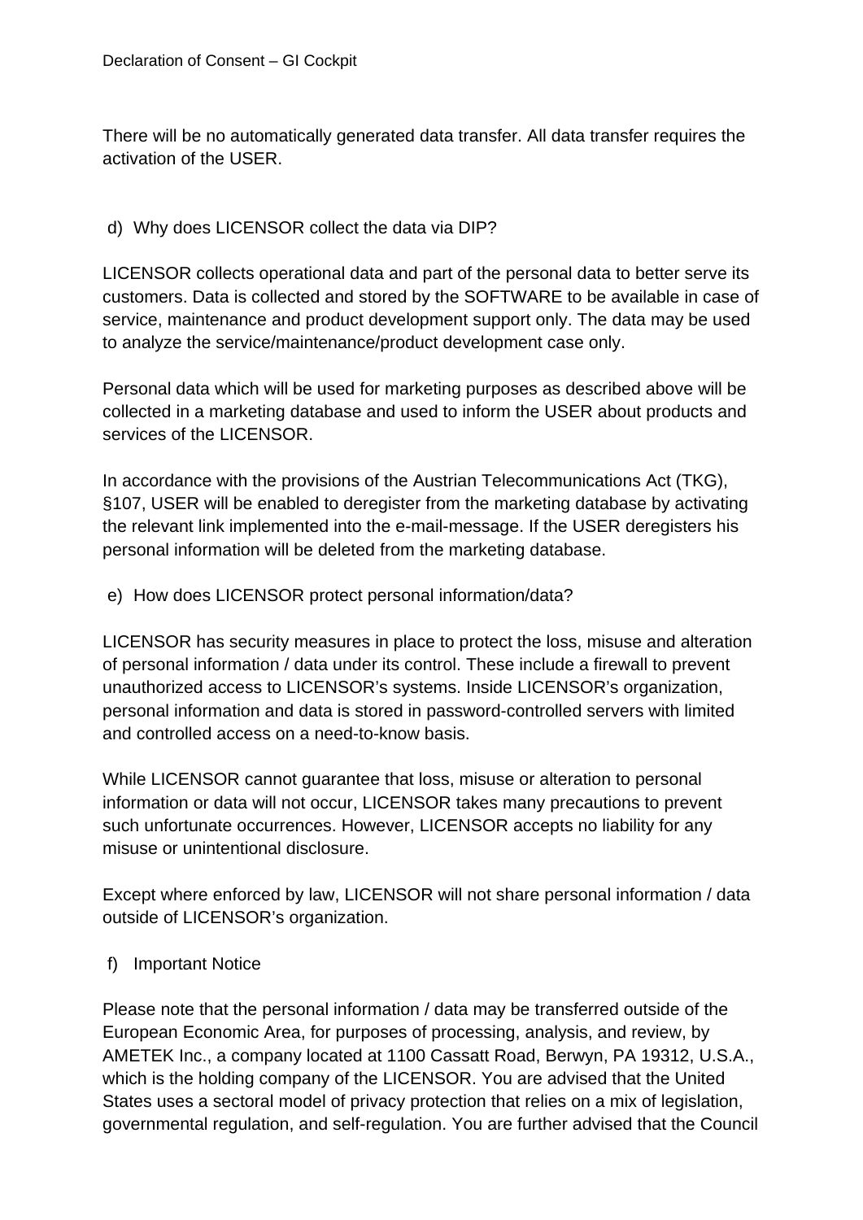There will be no automatically generated data transfer. All data transfer requires the activation of the USER.

d) Why does LICENSOR collect the data via DIP?

LICENSOR collects operational data and part of the personal data to better serve its customers. Data is collected and stored by the SOFTWARE to be available in case of service, maintenance and product development support only. The data may be used to analyze the service/maintenance/product development case only.

Personal data which will be used for marketing purposes as described above will be collected in a marketing database and used to inform the USER about products and services of the LICENSOR.

In accordance with the provisions of the Austrian Telecommunications Act (TKG), §107, USER will be enabled to deregister from the marketing database by activating the relevant link implemented into the e-mail-message. If the USER deregisters his personal information will be deleted from the marketing database.

e) How does LICENSOR protect personal information/data?

LICENSOR has security measures in place to protect the loss, misuse and alteration of personal information / data under its control. These include a firewall to prevent unauthorized access to LICENSOR's systems. Inside LICENSOR's organization, personal information and data is stored in password-controlled servers with limited and controlled access on a need-to-know basis.

While LICENSOR cannot guarantee that loss, misuse or alteration to personal information or data will not occur, LICENSOR takes many precautions to prevent such unfortunate occurrences. However, LICENSOR accepts no liability for any misuse or unintentional disclosure.

Except where enforced by law, LICENSOR will not share personal information / data outside of LICENSOR's organization.

f) Important Notice

Please note that the personal information / data may be transferred outside of the European Economic Area, for purposes of processing, analysis, and review, by AMETEK Inc., a company located at 1100 Cassatt Road, Berwyn, PA 19312, U.S.A., which is the holding company of the LICENSOR. You are advised that the United States uses a sectoral model of privacy protection that relies on a mix of legislation, governmental regulation, and self-regulation. You are further advised that the Council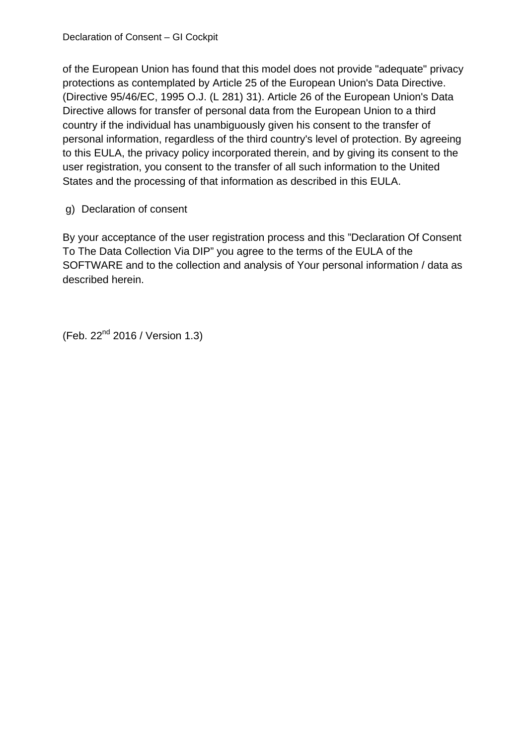of the European Union has found that this model does not provide "adequate" privacy protections as contemplated by Article 25 of the European Union's Data Directive. (Directive 95/46/EC, 1995 O.J. (L 281) 31). Article 26 of the European Union's Data Directive allows for transfer of personal data from the European Union to a third country if the individual has unambiguously given his consent to the transfer of personal information, regardless of the third country's level of protection. By agreeing to this EULA, the privacy policy incorporated therein, and by giving its consent to the user registration, you consent to the transfer of all such information to the United States and the processing of that information as described in this EULA.

g) Declaration of consent

By your acceptance of the user registration process and this "Declaration Of Consent To The Data Collection Via DIP" you agree to the terms of the EULA of the SOFTWARE and to the collection and analysis of Your personal information / data as described herein.

(Feb. 22nd 2016 / Version 1.3)